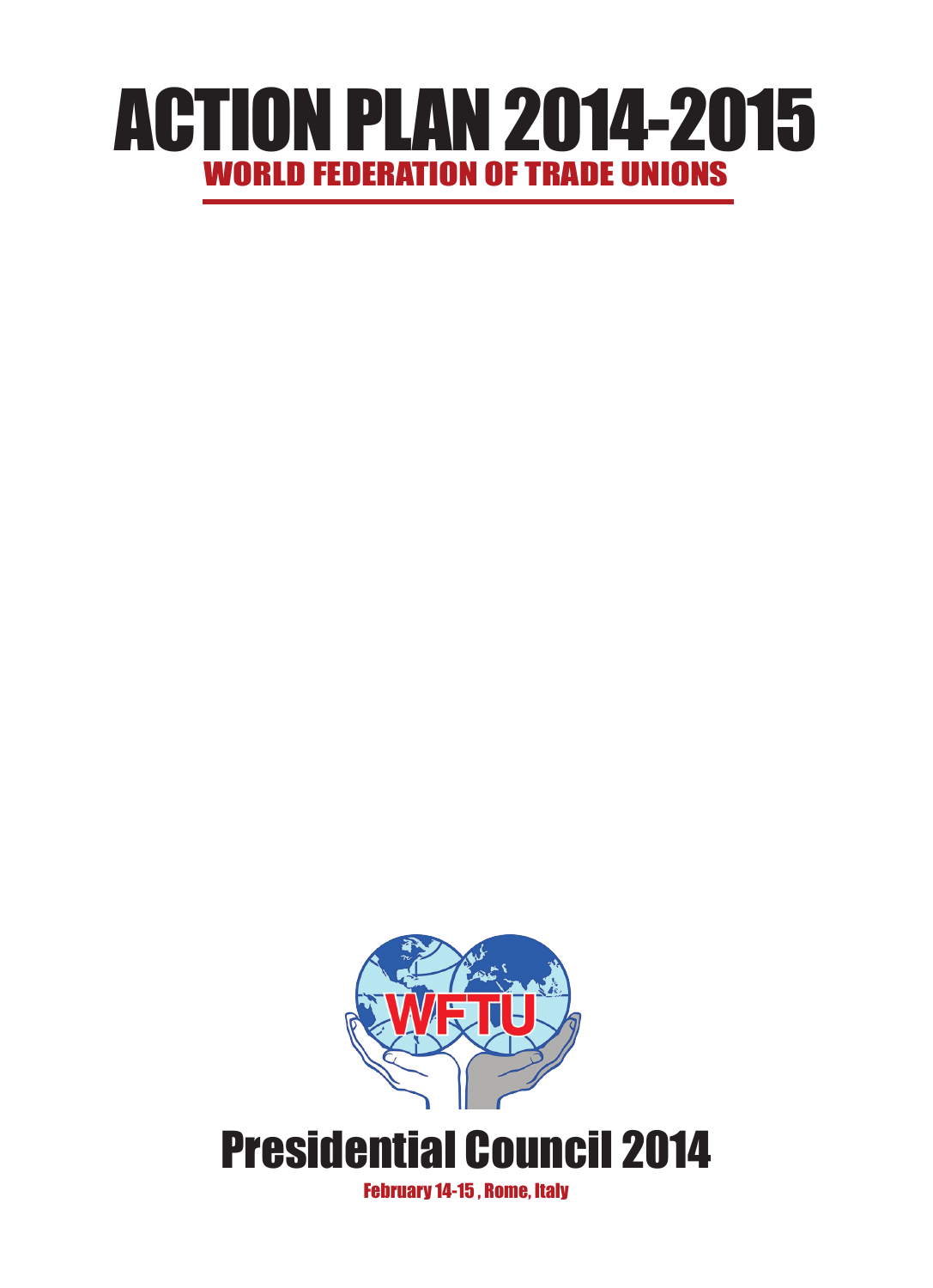# ACTION PLAN 2014-2015

## WORLD FEDERATION OF TRADE UNIONS

WFTU

# Presidential Council 2014

February 14-15 , Rome, Italy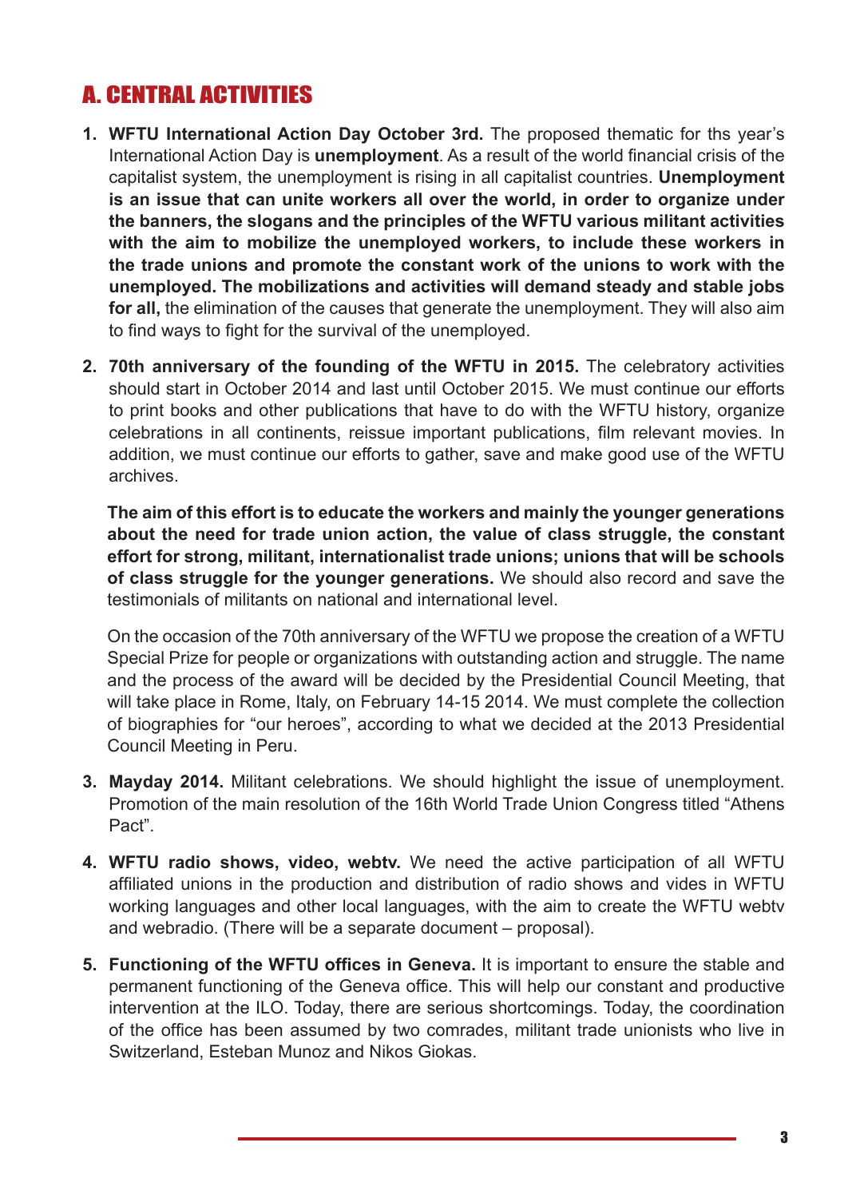## A. CENTRAL ACTIVITIES

1. **WFTU International Action Day October 3rd.** The proposed thematic for ths year's International Action Day is **unemployment**. As a result of the world financial crisis of the capitalist system, the unemployment is rising in all capitalist countries. **Unemployment is an issue that can unite workers all over the world, in order to organize under the banners, the slogans and the principles of the WFTU various militant activities with the aim to mobilize the unemployed workers, to include these workers in the trade unions and promote the constant work of the unions to work with the unemployed. The mobilizations and activities will demand steady and stable jobs for all,** the elimination of the causes that generate the unemployment. They will also aim to find ways to fight for the survival of the unemployed.

2. **70th anniversary of the founding of the WFTU in 2015.** The celebratory activities should start in October 2014 and last until October 2015. We must continue our efforts to print books and other publications that have to do with the WFTU history, organize celebrations in all continents, reissue important publications, film relevant movies. In addition, we must continue our efforts to gather, save and make good use of the WFTU archives.

   **The aim of this effort is to educate the workers and mainly the younger generations about the need for trade union action, the value of class struggle, the constant effort for strong, militant, internationalist trade unions; unions that will be schools of class struggle for the younger generations.** We should also record and save the testimonials of militants on national and international level.

   On the occasion of the 70th anniversary of the WFTU we propose the creation of a WFTU Special Prize for people or organizations with outstanding action and struggle. The name and the process of the award will be decided by the Presidential Council Meeting, that will take place in Rome, Italy, on February 14-15 2014. We must complete the collection of biographies for "our heroes", according to what we decided at the 2013 Presidential Council Meeting in Peru.

3. **Mayday 2014.** Militant celebrations. We should highlight the issue of unemployment. Promotion of the main resolution of the 16th World Trade Union Congress titled "Athens Pact".

4. **WFTU radio shows, video, webtv.** We need the active participation of all WFTU affiliated unions in the production and distribution of radio shows and vides in WFTU working languages and other local languages, with the aim to create the WFTU webtv and webradio. (There will be a separate document – proposal).

5. **Functioning of the WFTU offices in Geneva.** It is important to ensure the stable and permanent functioning of the Geneva office. This will help our constant and productive intervention at the ILO. Today, there are serious shortcomings. Today, the coordination of the office has been assumed by two comrades, militant trade unionists who live in Switzerland, Esteban Munoz and Nikos Giokas.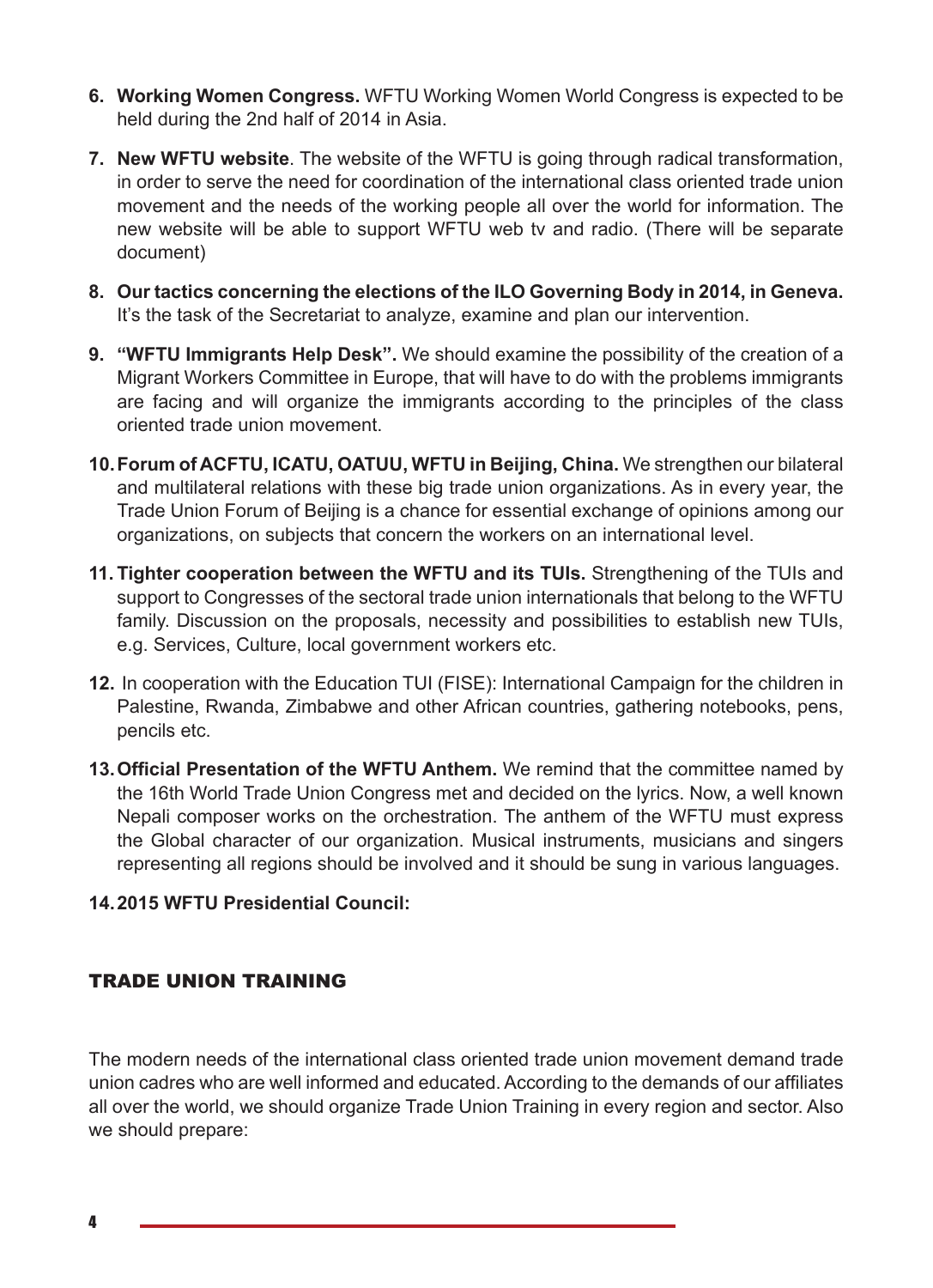6. **Working Women Congress.** WFTU Working Women World Congress is expected to be held during the 2nd half of 2014 in Asia.

7. **New WFTU website**. The website of the WFTU is going through radical transformation, in order to serve the need for coordination of the international class oriented trade union movement and the needs of the working people all over the world for information. The new website will be able to support WFTU web tv and radio. (There will be separate document)

8. **Our tactics concerning the elections of the ILO Governing Body in 2014, in Geneva.** It's the task of the Secretariat to analyze, examine and plan our intervention.

9. **"WFTU Immigrants Help Desk".** We should examine the possibility of the creation of a Migrant Workers Committee in Europe, that will have to do with the problems immigrants are facing and will organize the immigrants according to the principles of the class oriented trade union movement.

10. **Forum of ACFTU, ICATU, OATUU, WFTU in Beijing, China.** We strengthen our bilateral and multilateral relations with these big trade union organizations. As in every year, the Trade Union Forum of Beijing is a chance for essential exchange of opinions among our organizations, on subjects that concern the workers on an international level.

11. **Tighter cooperation between the WFTU and its TUIs.** Strengthening of the TUIs and support to Congresses of the sectoral trade union internationals that belong to the WFTU family. Discussion on the proposals, necessity and possibilities to establish new TUIs, e.g. Services, Culture, local government workers etc.

12. In cooperation with the Education TUI (FISE): International Campaign for the children in Palestine, Rwanda, Zimbabwe and other African countries, gathering notebooks, pens, pencils etc.

13. **Official Presentation of the WFTU Anthem.** We remind that the committee named by the 16th World Trade Union Congress met and decided on the lyrics. Now, a well known Nepali composer works on the orchestration. The anthem of the WFTU must express the Global character of our organization. Musical instruments, musicians and singers representing all regions should be involved and it should be sung in various languages.

14. **2015 WFTU Presidential Council:**

## TRADE UNION TRAINING

The modern needs of the international class oriented trade union movement demand trade union cadres who are well informed and educated. According to the demands of our affiliates all over the world, we should organize Trade Union Training in every region and sector. Also we should prepare: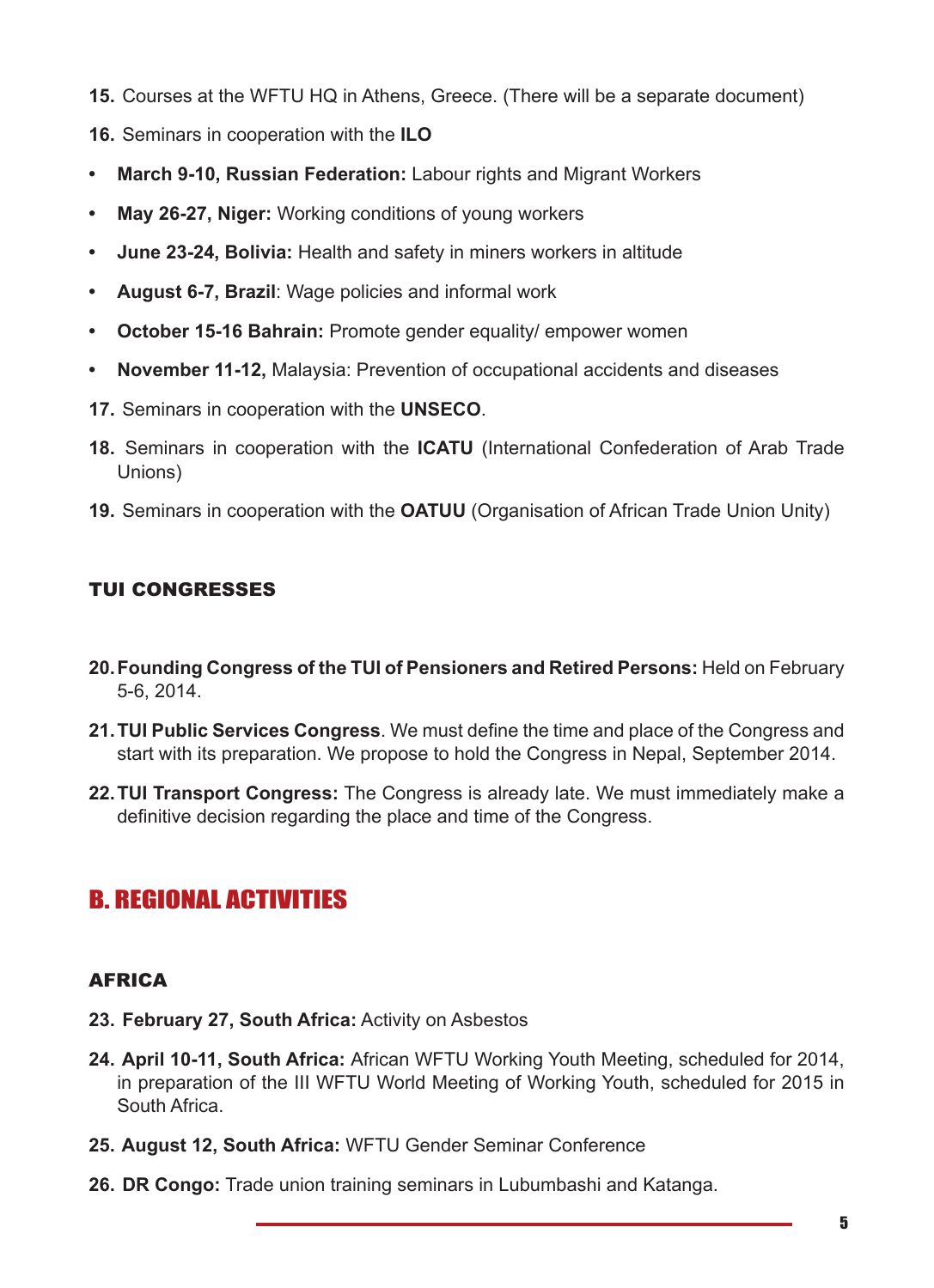**15.** Courses at the WFTU HQ in Athens, Greece. (There will be a separate document)

**16.** Seminars in cooperation with the **ILO**

- **March 9-10, Russian Federation:** Labour rights and Migrant Workers
- **May 26-27, Niger:** Working conditions of young workers
- **June 23-24, Bolivia:** Health and safety in miners workers in altitude
- **August 6-7, Brazil**: Wage policies and informal work
- **October 15-16 Bahrain:** Promote gender equality/ empower women
- **November 11-12,** Malaysia: Prevention of occupational accidents and diseases

**17.** Seminars in cooperation with the **UNSECO**.

**18.** Seminars in cooperation with the **ICATU** (International Confederation of Arab Trade Unions)

**19.** Seminars in cooperation with the **OATUU** (Organisation of African Trade Union Unity)

### TUI CONGRESSES

**20. Founding Congress of the TUI of Pensioners and Retired Persons:** Held on February 5-6, 2014.

**21. TUI Public Services Congress**. We must define the time and place of the Congress and start with its preparation. We propose to hold the Congress in Nepal, September 2014.

**22. TUI Transport Congress:** The Congress is already late. We must immediately make a definitive decision regarding the place and time of the Congress.

## B. REGIONAL ACTIVITIES

### AFRICA

**23. February 27, South Africa:** Activity on Asbestos

**24. April 10-11, South Africa:** African WFTU Working Youth Meeting, scheduled for 2014, in preparation of the III WFTU World Meeting of Working Youth, scheduled for 2015 in South Africa.

**25. August 12, South Africa:** WFTU Gender Seminar Conference

**26. DR Congo:** Trade union training seminars in Lubumbashi and Katanga.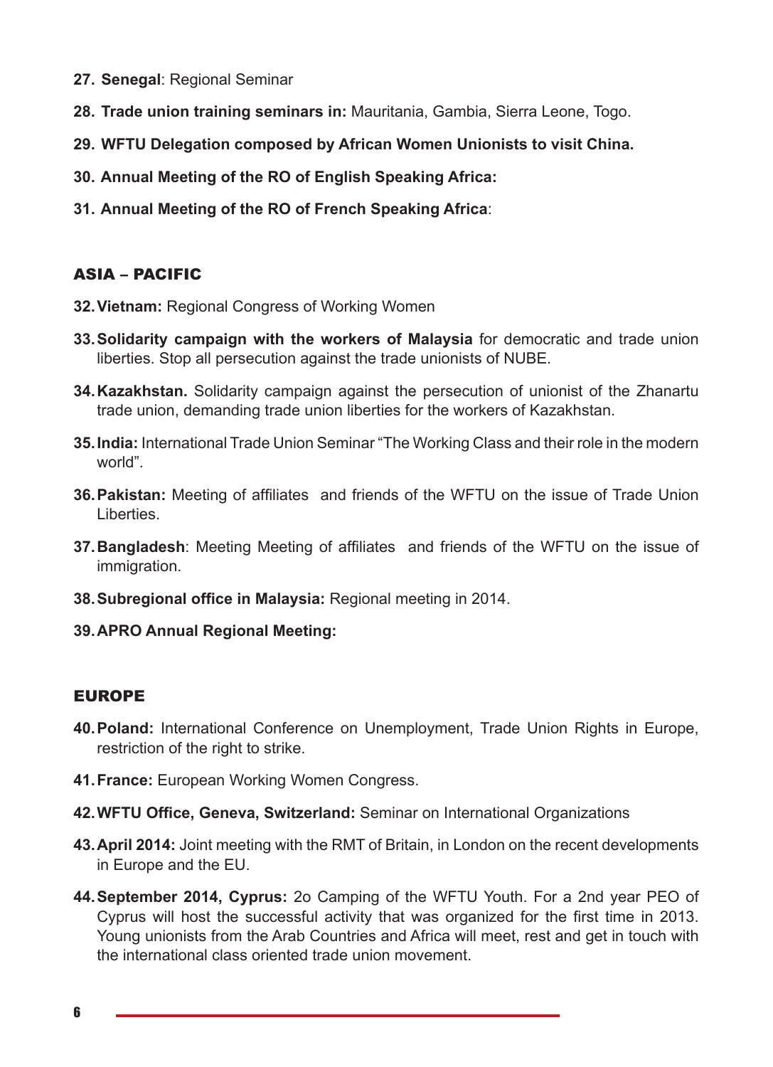27. **Senegal**: Regional Seminar

28. **Trade union training seminars in:** Mauritania, Gambia, Sierra Leone, Togo.

29. **WFTU Delegation composed by African Women Unionists to visit China.**

30. **Annual Meeting of the RO of English Speaking Africa:**

31. **Annual Meeting of the RO of French Speaking Africa**:

## ASIA – PACIFIC

32. **Vietnam:** Regional Congress of Working Women

33. **Solidarity campaign with the workers of Malaysia** for democratic and trade union liberties. Stop all persecution against the trade unionists of NUBE.

34. **Kazakhstan.** Solidarity campaign against the persecution of unionist of the Zhanartu trade union, demanding trade union liberties for the workers of Kazakhstan.

35. **India:** International Trade Union Seminar "The Working Class and their role in the modern world".

36. **Pakistan:** Meeting of affiliates and friends of the WFTU on the issue of Trade Union Liberties.

37. **Bangladesh**: Meeting Meeting of affiliates and friends of the WFTU on the issue of immigration.

38. **Subregional office in Malaysia:** Regional meeting in 2014.

39. **APRO Annual Regional Meeting:**

## EUROPE

40. **Poland:** International Conference on Unemployment, Trade Union Rights in Europe, restriction of the right to strike.

41. **France:** European Working Women Congress.

42. **WFTU Office, Geneva, Switzerland:** Seminar on International Organizations

43. **April 2014:** Joint meeting with the RMT of Britain, in London on the recent developments in Europe and the EU.

44. **September 2014, Cyprus:** 2o Camping of the WFTU Youth. For a 2nd year PEO of Cyprus will host the successful activity that was organized for the first time in 2013. Young unionists from the Arab Countries and Africa will meet, rest and get in touch with the international class oriented trade union movement.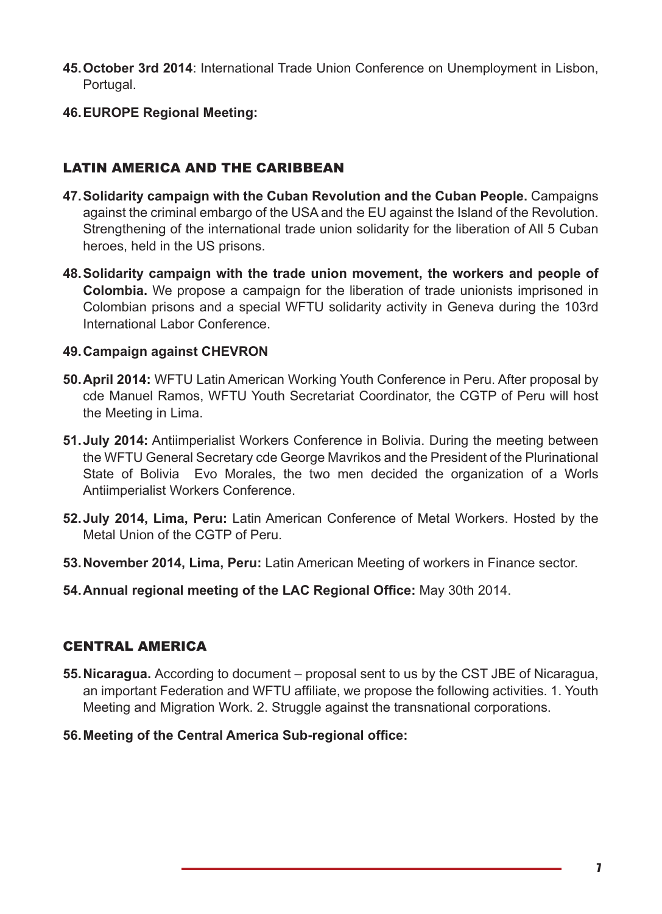45. **October 3rd 2014**: International Trade Union Conference on Unemployment in Lisbon, Portugal.

46. **EUROPE Regional Meeting:**

## LATIN AMERICA AND THE CARIBBEAN

47. **Solidarity campaign with the Cuban Revolution and the Cuban People.** Campaigns against the criminal embargo of the USA and the EU against the Island of the Revolution. Strengthening of the international trade union solidarity for the liberation of All 5 Cuban heroes, held in the US prisons.

48. **Solidarity campaign with the trade union movement, the workers and people of Colombia.** We propose a campaign for the liberation of trade unionists imprisoned in Colombian prisons and a special WFTU solidarity activity in Geneva during the 103rd International Labor Conference.

49. **Campaign against CHEVRON**

50. **April 2014:** WFTU Latin American Working Youth Conference in Peru. After proposal by cde Manuel Ramos, WFTU Youth Secretariat Coordinator, the CGTP of Peru will host the Meeting in Lima.

51. **July 2014:** Antiimperialist Workers Conference in Bolivia. During the meeting between the WFTU General Secretary cde George Mavrikos and the President of the Plurinational State of Bolivia Evo Morales, the two men decided the organization of a Worls Antiimperialist Workers Conference.

52. **July 2014, Lima, Peru:** Latin American Conference of Metal Workers. Hosted by the Metal Union of the CGTP of Peru.

53. **November 2014, Lima, Peru:** Latin American Meeting of workers in Finance sector.

54. **Annual regional meeting of the LAC Regional Office:** May 30th 2014.

## CENTRAL AMERICA

55. **Nicaragua.** According to document – proposal sent to us by the CST JBE of Nicaragua, an important Federation and WFTU affiliate, we propose the following activities. 1. Youth Meeting and Migration Work. 2. Struggle against the transnational corporations.

56. **Meeting of the Central America Sub-regional office:**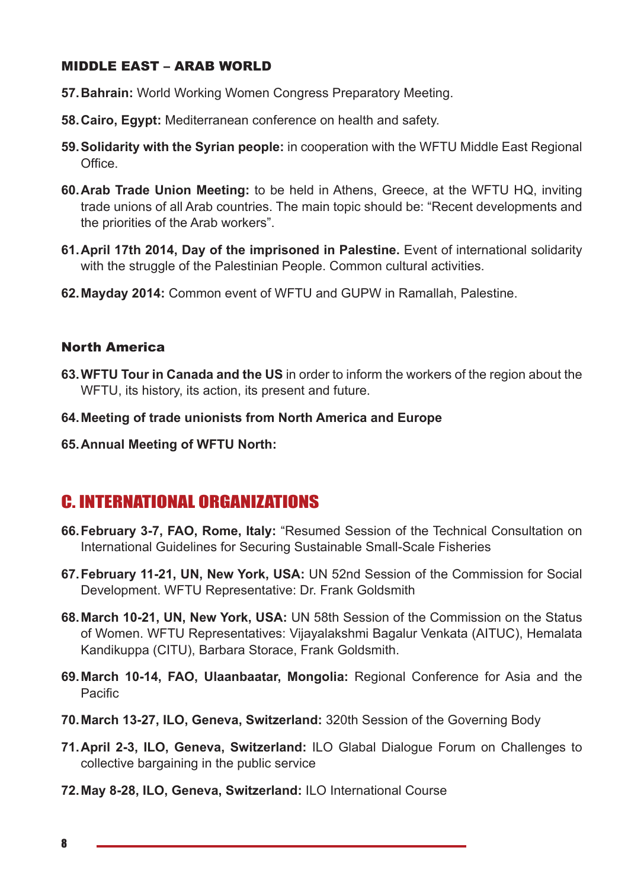### MIDDLE EAST – ARAB WORLD

57. **Bahrain:** World Working Women Congress Preparatory Meeting.

58. **Cairo, Egypt:** Mediterranean conference on health and safety.

59. **Solidarity with the Syrian people:** in cooperation with the WFTU Middle East Regional Office.

60. **Arab Trade Union Meeting:** to be held in Athens, Greece, at the WFTU HQ, inviting trade unions of all Arab countries. The main topic should be: "Recent developments and the priorities of the Arab workers".

61. **April 17th 2014, Day of the imprisoned in Palestine.** Event of international solidarity with the struggle of the Palestinian People. Common cultural activities.

62. **Mayday 2014:** Common event of WFTU and GUPW in Ramallah, Palestine.

### North America

63. **WFTU Tour in Canada and the US** in order to inform the workers of the region about the WFTU, its history, its action, its present and future.

64. **Meeting of trade unionists from North America and Europe**

65. **Annual Meeting of WFTU North:**

## C. INTERNATIONAL ORGANIZATIONS

66. **February 3-7, FAO, Rome, Italy:** "Resumed Session of the Technical Consultation on International Guidelines for Securing Sustainable Small-Scale Fisheries

67. **February 11-21, UN, New York, USA:** UN 52nd Session of the Commission for Social Development. WFTU Representative: Dr. Frank Goldsmith

68. **March 10-21, UN, New York, USA:** UN 58th Session of the Commission on the Status of Women. WFTU Representatives: Vijayalakshmi Bagalur Venkata (AITUC), Hemalata Kandikuppa (CITU), Barbara Storace, Frank Goldsmith.

69. **March 10-14, FAO, Ulaanbaatar, Mongolia:** Regional Conference for Asia and the Pacific

70. **March 13-27, ILO, Geneva, Switzerland:** 320th Session of the Governing Body

71. **April 2-3, ILO, Geneva, Switzerland:** ILO Glabal Dialogue Forum on Challenges to collective bargaining in the public service

72. **May 8-28, ILO, Geneva, Switzerland:** ILO International Course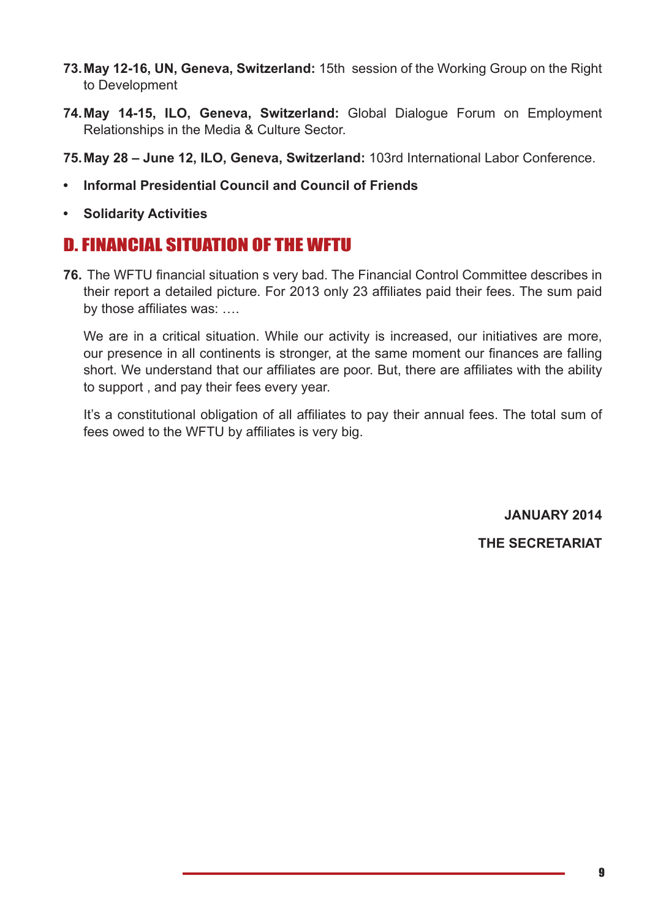73. **May 12-16, UN, Geneva, Switzerland:** 15th session of the Working Group on the Right to Development

74. **May 14-15, ILO, Geneva, Switzerland:** Global Dialogue Forum on Employment Relationships in the Media & Culture Sector.

75. **May 28 – June 12, ILO, Geneva, Switzerland:** 103rd International Labor Conference.

- **Informal Presidential Council and Council of Friends**
- **Solidarity Activities**

## D. FINANCIAL SITUATION OF THE WFTU

**76.** The WFTU financial situation s very bad. The Financial Control Committee describes in their report a detailed picture. For 2013 only 23 affiliates paid their fees. The sum paid by those affiliates was: ….

We are in a critical situation. While our activity is increased, our initiatives are more, our presence in all continents is stronger, at the same moment our finances are falling short. We understand that our affiliates are poor. But, there are affiliates with the ability to support , and pay their fees every year.

It's a constitutional obligation of all affiliates to pay their annual fees. The total sum of fees owed to the WFTU by affiliates is very big.

**JANUARY 2014**

**THE SECRETARIAT**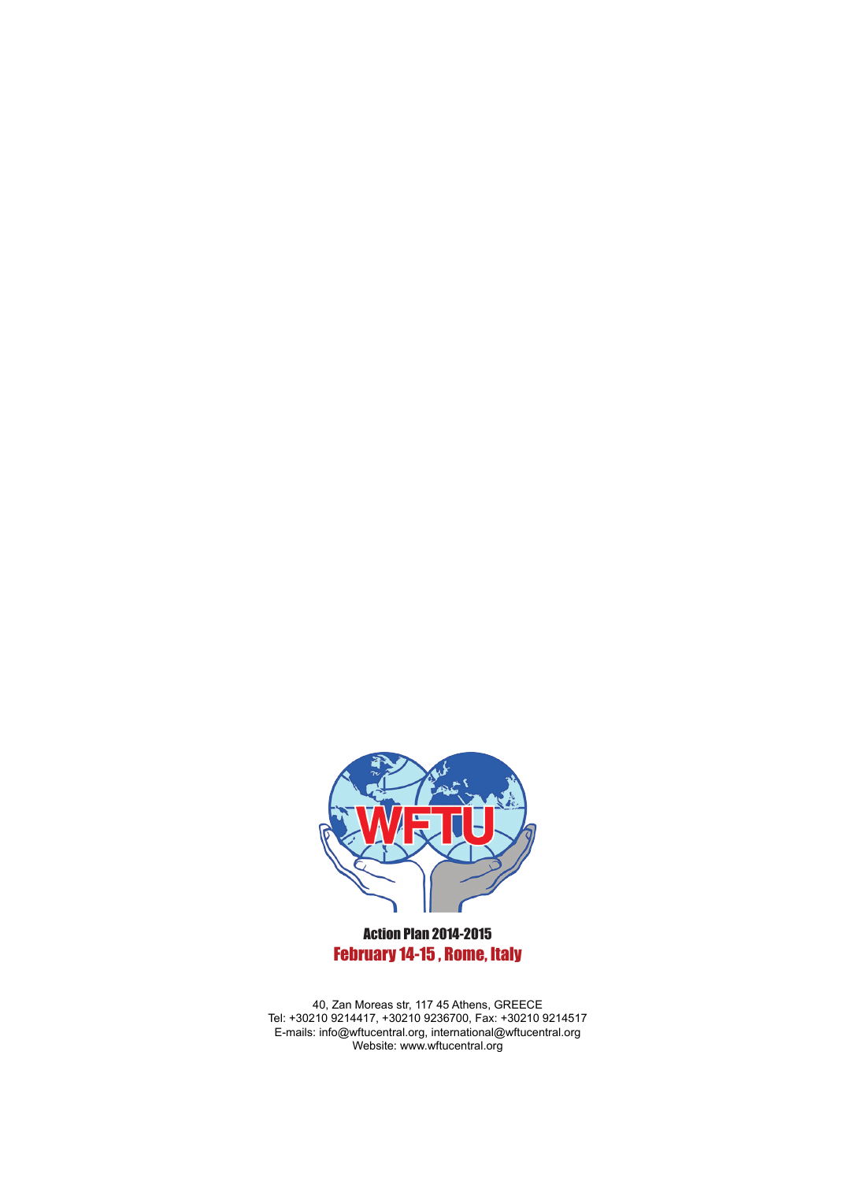WFTU

Action Plan 2014-2015

February 14-15 , Rome, Italy

40, Zan Moreas str, 117 45 Athens, GREECE
Tel: +30210 9214417, +30210 9236700, Fax: +30210 9214517
E-mails: info@wftucentral.org, international@wftucentral.org
Website: www.wftucentral.org